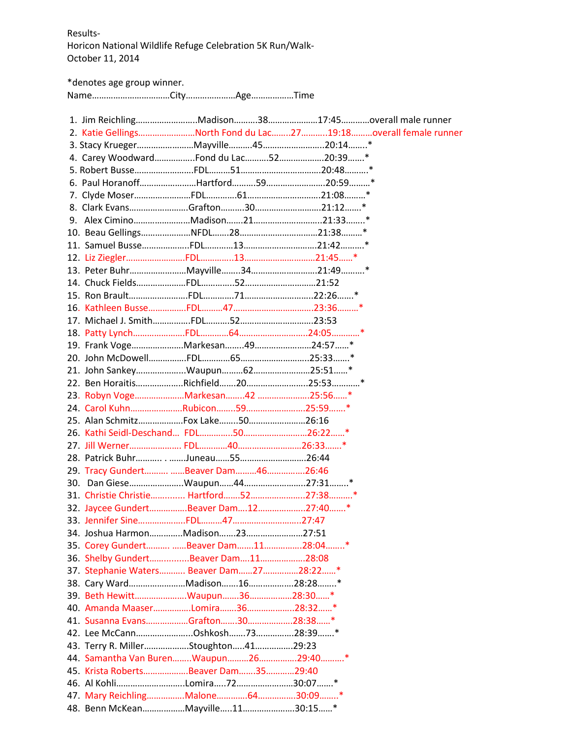Results-
Horicon National Wildlife Refuge Celebration 5K Run/Walk-
October 11, 2014

*denotes age group winner.
Name……………………………City…………………Age………………Time

1. Jim Reichling……………………….Madison……….38…………………17:45…………overall male runner
2. Katie Gellings……………………North Fond du Lac……..27………..19:18………overall female runner
3. Stacy Krueger……………………Mayville……….45……………………..20:14…….*
4. Carey Woodward……………..Fond du Lac……….52………………..20:39…….*
5. Robert Busse……………………..FDL………51……………………………20:48……….*
6. Paul Horanoff…………………….Hartford……….59…………………….20:59………*
7. Clyde Moser……………………..FDL…………61…………………………21:08………*
8. Clark Evans……………………..Grafton……….30………………………21:12…….*
9. Alex Cimino……………………..Madison…….21………………………..21:33……..*
10. Beau Gellings…………………NFDL…….28……………………………21:38………*
11. Samuel Busse………………..FDL…………13…………………………21:42……….*
12. Liz Ziegler……………………..FDL…………..13………………………..21:45……*
13. Peter Buhr…………………….Mayville……..34……………………….21:49……….*
14. Chuck Fields…………………FDL…………..52……………………….21:52
15. Ron Brault…………………….FDL………….71……………………….22:26…….*
16. Kathleen Busse……………..FDL………47……………………………23:36………*
17. Michael J. Smith…………….FDL……….52…………………………23:53
18. Patty Lynch………………….FDL………..64………………………..24:05…………*
19. Frank Voge………………….Markesan……..49……………………24:57……*
20. John McDowell…………….FDL………..65…………………………25:33…….*
21. John Sankey…………………Waupun………62……………………25:51……*
22. Ben Horaitis…………………Richfield…….20……………………..25:53………..*
23. Robyn Voge…………………Markesan……..42 ………………….25:56……*
24. Carol Kuhn………………….Rubicon……..59…………………….25:59…….*
25. Alan Schmitz………………..Fox Lake……..50……………………26:16
26. Kathi Seidl-Deschand… FDL…………..50………………………26:22……*
27. Jill Werner…………………. FDL………..40……………………….26:33…….*
28. Patrick Buhr……….. . ……Juneau……55……………………….26:44
29. Tracy Gundert………. ……Beaver Dam………46…………….26:46
30. Dan Giese…………………..Waupun……44……………………..27:31……..*
31. Christie Christie………….. Hartford…….52…………………..27:38……….*
32. Jaycee Gundert…………….Beaver Dam….12………………..27:40…….*
33. Jennifer Sine……………….FDL………47………………………..27:47
34. Joshua Harmon………….Madison…….23……………………27:51
35. Corey Gundert………. ……Beaver Dam…….11…………….28:04……..*
36. Shelby Gundert…………….Beaver Dam….11………………..28:08
37. Stephanie Waters……….. Beaver Dam……27……………28:22……*
38. Cary Ward……………………Madison…….16………………..28:28……..*
39. Beth Hewitt…………………..Waupun…….36……………….28:30……*
40. Amanda Maaser…………….Lomira…….36…………………28:32……*
41. Susanna Evans……………...Grafton…….30………………..28:38……*
42. Lee McCann…………………..Oshkosh…….73……………..28:39…….*
43. Terry R. Miller……………….Stoughton…..41……………..29:23
44. Samantha Van Buren……..Waupun………26…………….29:40……….*
45. Krista Roberts……………….Beaver Dam…….35…………29:40
46. Al Kohli……………………….Lomira…..72……………………30:07…….*
47. Mary Reichling…………….Malone…………64…………….30:09…….*
48. Benn McKean………………Mayville…..11………………….30:15……*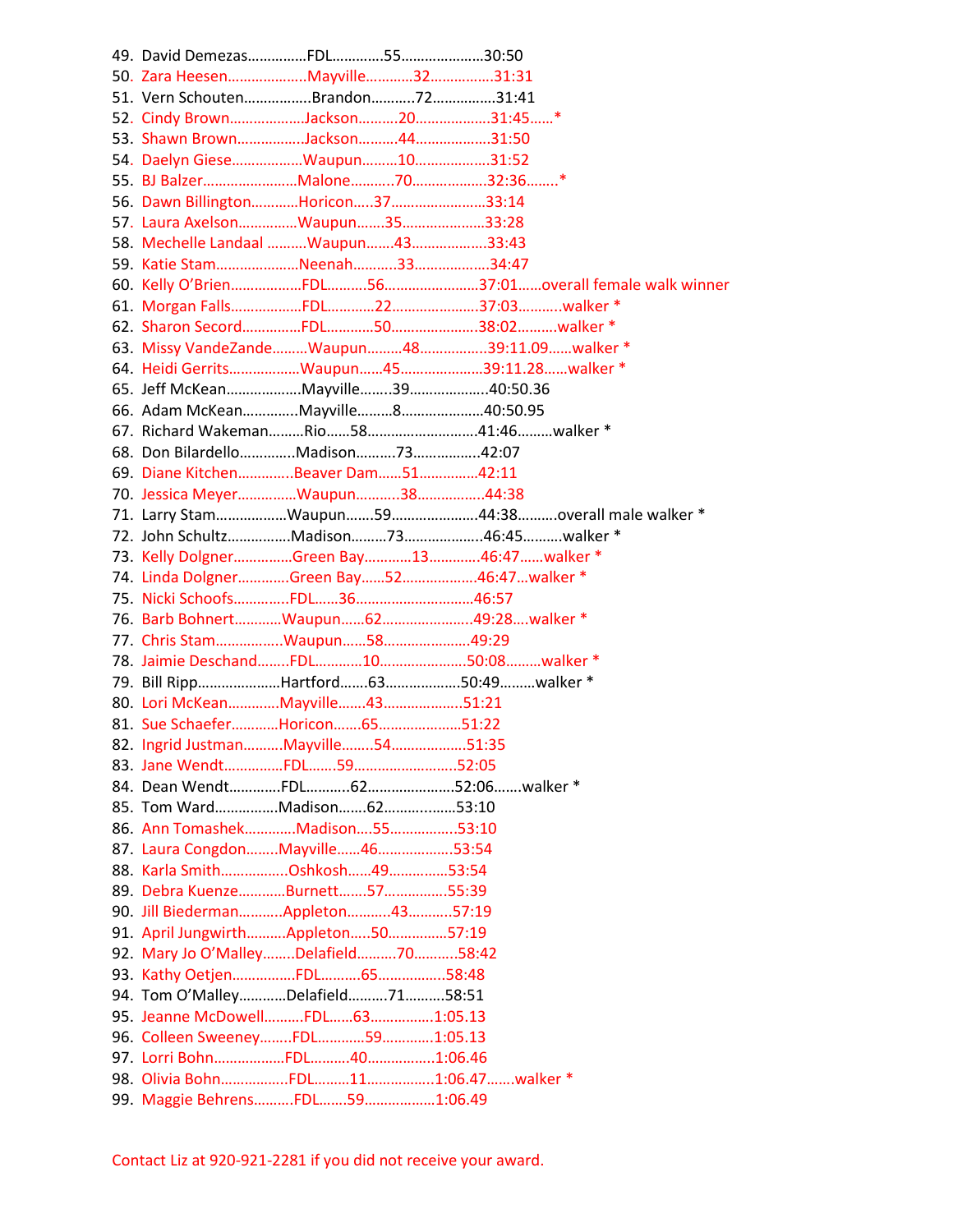49. David Demezas……………FDL…………55…………………30:50
50. Zara Heesen………………..Mayville………..32…………….31:31
51. Vern Schouten……………..Brandon……….72…………….31:41
52. Cindy Brown……………….Jackson……….20……………….31:45……*
53. Shawn Brown…………….Jackson……….44……………….31:50
54. Daelyn Giese………………Waupun………10……………….31:52
55. BJ Balzer……………………Malone……….70……………….32:36……..*
56. Dawn Billington…………Horicon…..37……………………33:14
57. Laura Axelson……………Waupun…….35…………………33:28
58. Mechelle Landaal ……….Waupun…….43………………..33:43
59. Katie Stam…………………Neenah……….33………………..34:47
60. Kelly O'Brien………………FDL……….56……………………37:01……overall female walk winner
61. Morgan Falls………………FDL………..22…………………37:03……….walker *
62. Sharon Secord……………FDL………..50…………………38:02……….walker *
63. Missy VandeZande………Waupun………48……………..39:11.09……walker *
64. Heidi Gerrits………………Waupun……45…………………39:11.28……walker *
65. Jeff McKean……………….Mayville……..39……………….40:50.36
66. Adam McKean…………..Mayville………8…………………40:50.95
67. Richard Wakeman………Rio……58……………………….41:46………walker *
68. Don Bilardello…………..Madison……….73……………..42:07
69. Diane Kitchen…………..Beaver Dam……51……………42:11
70. Jessica Meyer……………Waupun………..38……………..44:38
71. Larry Stam……………….Waupun…….59…………………44:38……….overall male walker *
72. John Schultz…………….Madison……...73………………..46:45……….walker *
73. Kelly Dolgner……………Green Bay…………13…………46:47……walker *
74. Linda Dolgner…………..Green Bay……52………………..46:47…walker *
75. Nicki Schoofs…………..FDL……36……………………….46:57
76. Barb Bohnert…………Waupun……62…………………..49:28….walker *
77. Chris Stam……………..Waupun……58…………………49:29
78. Jaimie Deschand……..FDL…………10………………….50:08………walker *
79. Bill Ripp…………………Hartford…….63……………….50:49………walker *
80. Lori McKean…………..Mayville…….43………………..51:21
81. Sue Schaefer…………Horicon…….65…………………51:22
82. Ingrid Justman……….Mayville……..54………………..51:35
83. Jane Wendt……………FDL…….59……………………..52:05
84. Dean Wendt…………..FDL………..62………………….52:06…….walker *
85. Tom Ward……………..Madison…….62……………….53:10
86. Ann Tomashek…………Madison….55…………….53:10
87. Laura Congdon……..Mayville……46……………….53:54
88. Karla Smith……………..Oshkosh……49…………..53:54
89. Debra Kuenze…………Burnett…….57……………55:39
90. Jill Biederman………..Appleton……….43………..57:19
91. April Jungwirth……….Appleton…..50…………..57:19
92. Mary Jo O'Malley……..Delafield……….70………..58:42
93. Kathy Oetjen…………….FDL……….65……………..58:48
94. Tom O'Malley…………Delafield……….71……….58:51
95. Jeanne McDowell……….FDL……63…………….1:05.13
96. Colleen Sweeney……..FDL…………59…………1:05.13
97. Lorri Bohn………………FDL……….40……………..1:06.46
98. Olivia Bohn……………..FDL………11……………..1:06.47…….walker *
99. Maggie Behrens……….FDL…….59……………..1:06.49

Contact Liz at 920-921-2281 if you did not receive your award.